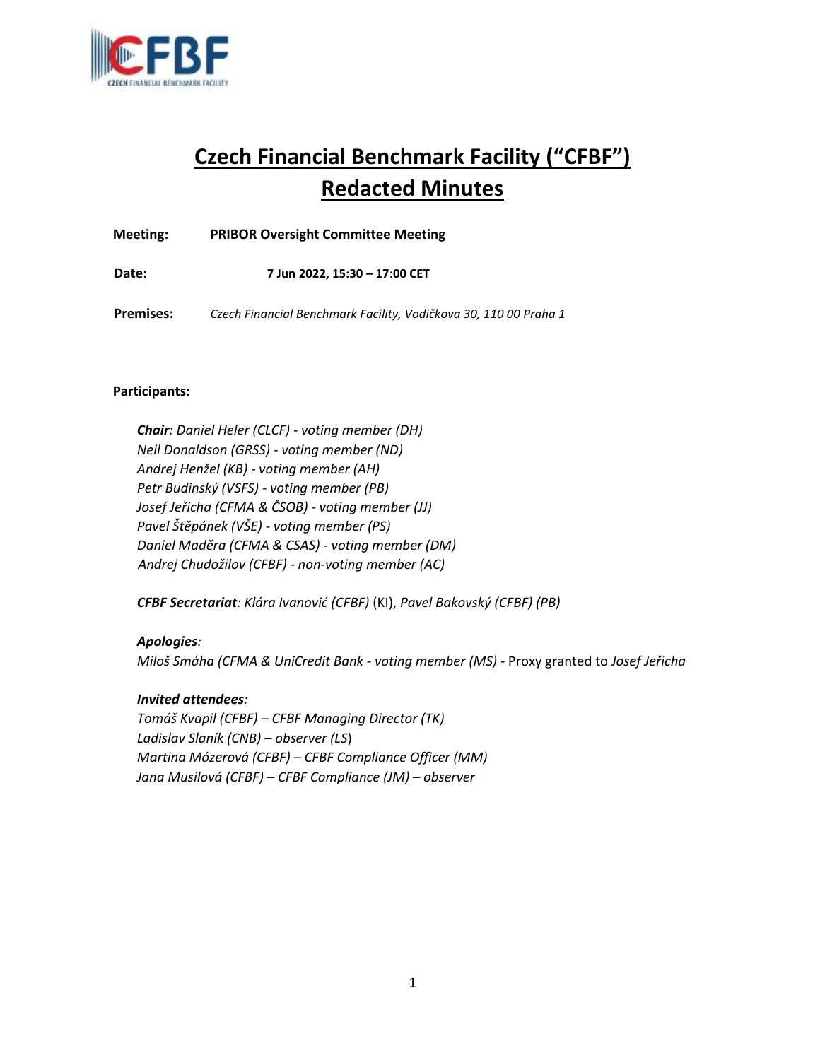# Czech Financial Benchmark Facility ("CFBF")

# Redacted Minutes

**Meeting:** **PRIBOR Oversight Committee Meeting**

**Date:** **7 Jun 2022, 15:30 – 17:00 CET**

**Premises:** *Czech Financial Benchmark Facility, Vodičkova 30, 110 00 Praha 1*

**Participants:**

***Chair****: Daniel Heler (CLCF) - voting member (DH)*
*Neil Donaldson (GRSS) - voting member (ND)*
*Andrej Henžel (KB) - voting member (AH)*
*Petr Budinský (VSFS) - voting member (PB)*
*Josef Jeřicha (CFMA & ČSOB) - voting member (JJ)*
*Pavel Štěpánek (VŠE) - voting member (PS)*
*Daniel Maděra (CFMA & CSAS) - voting member (DM)*
*Andrej Chudožilov (CFBF) - non-voting member (AC)*

***CFBF Secretariat****: Klára Ivanović (CFBF)* (KI), *Pavel Bakovský (CFBF) (PB)*

***Apologies****:*
*Miloš Smáha (CFMA & UniCredit Bank - voting member (MS)* - Proxy granted to *Josef Jeřicha*

***Invited attendees****:*
*Tomáš Kvapil (CFBF) – CFBF Managing Director (TK)*
*Ladislav Slaník (CNB) – observer (LS)*
*Martina Mózerová (CFBF) – CFBF Compliance Officer (MM)*
*Jana Musilová (CFBF) – CFBF Compliance (JM) – observer*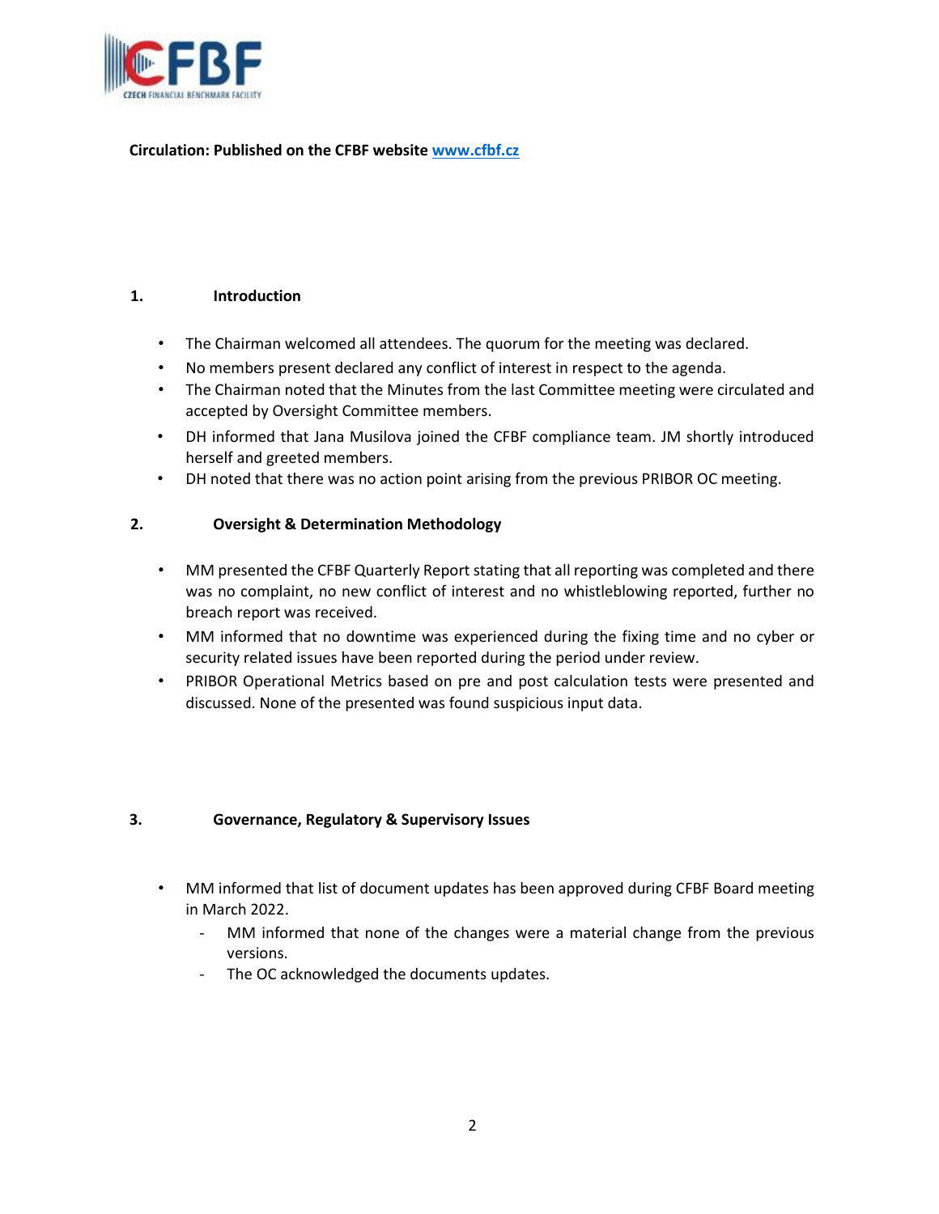**Circulation: Published on the CFBF website [www.cfbf.cz](www.cfbf.cz)**

## 1. Introduction

- The Chairman welcomed all attendees. The quorum for the meeting was declared.
- No members present declared any conflict of interest in respect to the agenda.
- The Chairman noted that the Minutes from the last Committee meeting were circulated and accepted by Oversight Committee members.
- DH informed that Jana Musilova joined the CFBF compliance team. JM shortly introduced herself and greeted members.
- DH noted that there was no action point arising from the previous PRIBOR OC meeting.

## 2. Oversight & Determination Methodology

- MM presented the CFBF Quarterly Report stating that all reporting was completed and there was no complaint, no new conflict of interest and no whistleblowing reported, further no breach report was received.
- MM informed that no downtime was experienced during the fixing time and no cyber or security related issues have been reported during the period under review.
- PRIBOR Operational Metrics based on pre and post calculation tests were presented and discussed. None of the presented was found suspicious input data.

## 3. Governance, Regulatory & Supervisory Issues

- MM informed that list of document updates has been approved during CFBF Board meeting in March 2022.
  - MM informed that none of the changes were a material change from the previous versions.
  - The OC acknowledged the documents updates.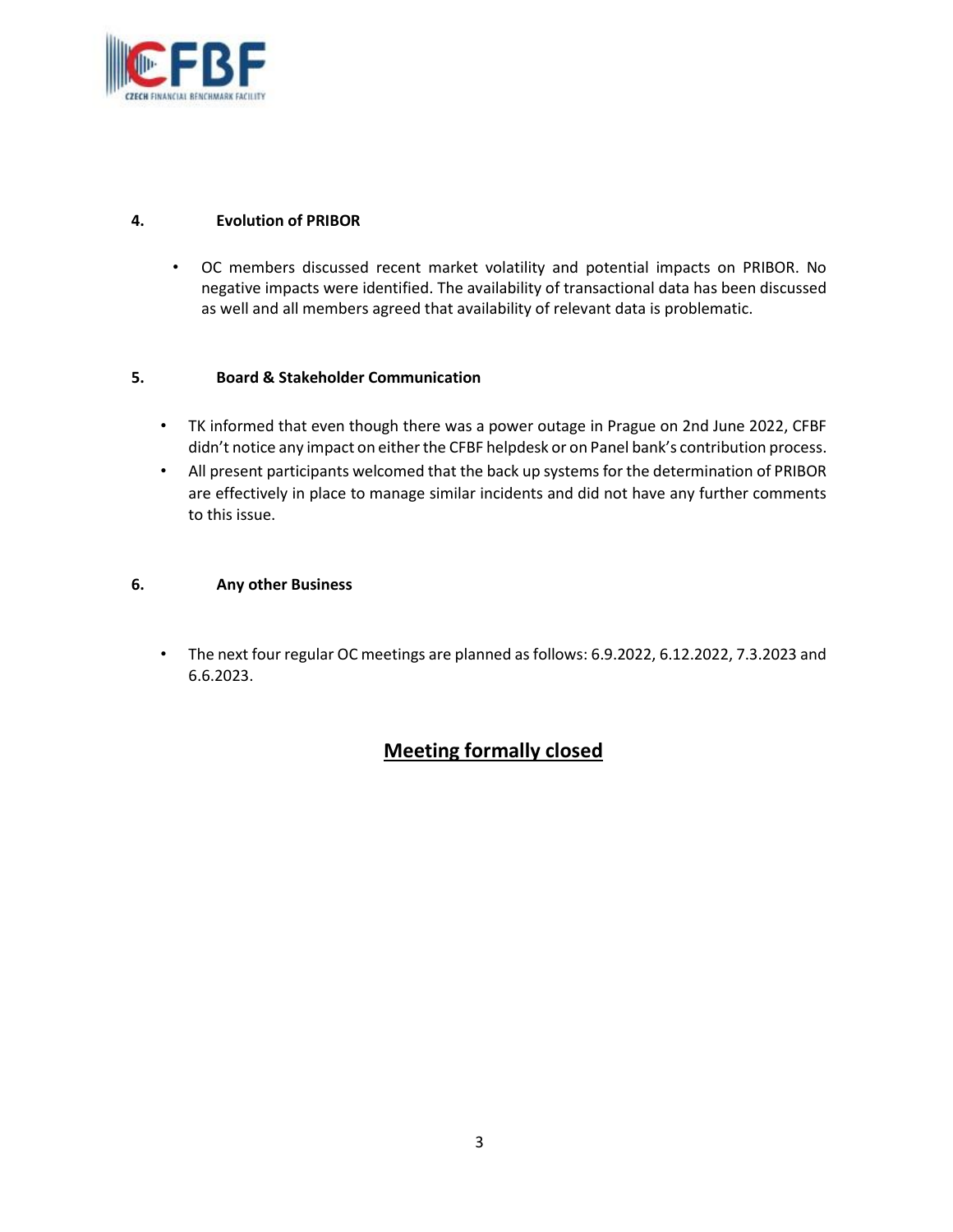## 4. Evolution of PRIBOR

- OC members discussed recent market volatility and potential impacts on PRIBOR. No negative impacts were identified. The availability of transactional data has been discussed as well and all members agreed that availability of relevant data is problematic.

## 5. Board & Stakeholder Communication

- TK informed that even though there was a power outage in Prague on 2nd June 2022, CFBF didn't notice any impact on either the CFBF helpdesk or on Panel bank's contribution process.
- All present participants welcomed that the back up systems for the determination of PRIBOR are effectively in place to manage similar incidents and did not have any further comments to this issue.

## 6. Any other Business

- The next four regular OC meetings are planned as follows: 6.9.2022, 6.12.2022, 7.3.2023 and 6.6.2023.

**Meeting formally closed**